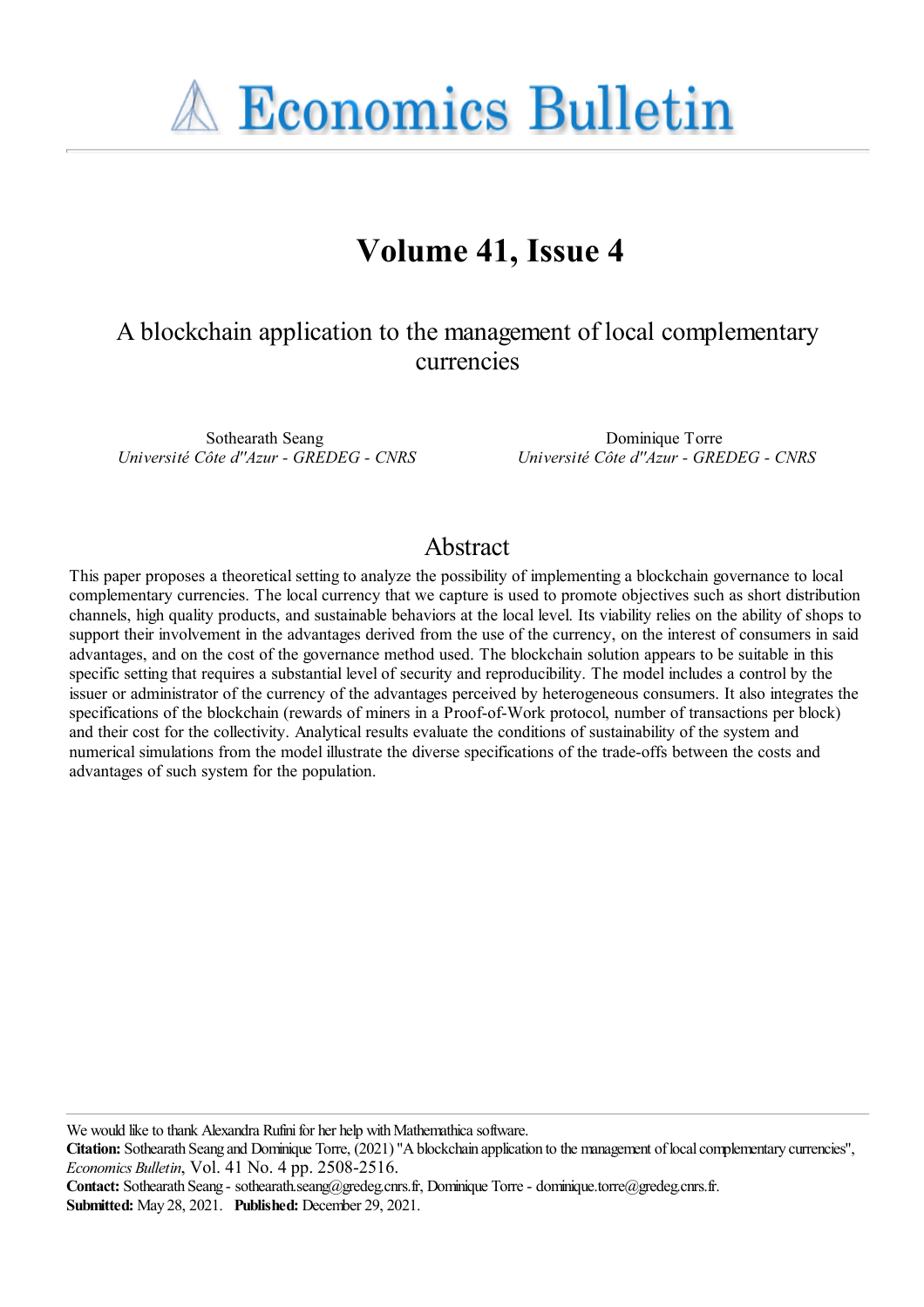# Economics Bulletin

## Volume 41, Issue 4

### A blockchain application to the management of local complementary currencies

Sothearath Seang
*Université Côte d''Azur - GREDEG - CNRS*

Dominique Torre
*Université Côte d''Azur - GREDEG - CNRS*

## Abstract

This paper proposes a theoretical setting to analyze the possibility of implementing a blockchain governance to local complementary currencies. The local currency that we capture is used to promote objectives such as short distribution channels, high quality products, and sustainable behaviors at the local level. Its viability relies on the ability of shops to support their involvement in the advantages derived from the use of the currency, on the interest of consumers in said advantages, and on the cost of the governance method used. The blockchain solution appears to be suitable in this specific setting that requires a substantial level of security and reproducibility. The model includes a control by the issuer or administrator of the currency of the advantages perceived by heterogeneous consumers. It also integrates the specifications of the blockchain (rewards of miners in a Proof-of-Work protocol, number of transactions per block) and their cost for the collectivity. Analytical results evaluate the conditions of sustainability of the system and numerical simulations from the model illustrate the diverse specifications of the trade-offs between the costs and advantages of such system for the population.

---

We would like to thank Alexandra Rufini for her help with Mathemathica software.

**Citation:** Sothearath Seang and Dominique Torre, (2021) "A blockchain application to the management of local complementary currencies", *Economics Bulletin*, Vol. 41 No. 4 pp. 2508-2516.

**Contact:** Sothearath Seang - sothearath.seang@gredeg.cnrs.fr, Dominique Torre - dominique.torre@gredeg.cnrs.fr.

**Submitted:** May 28, 2021. **Published:** December 29, 2021.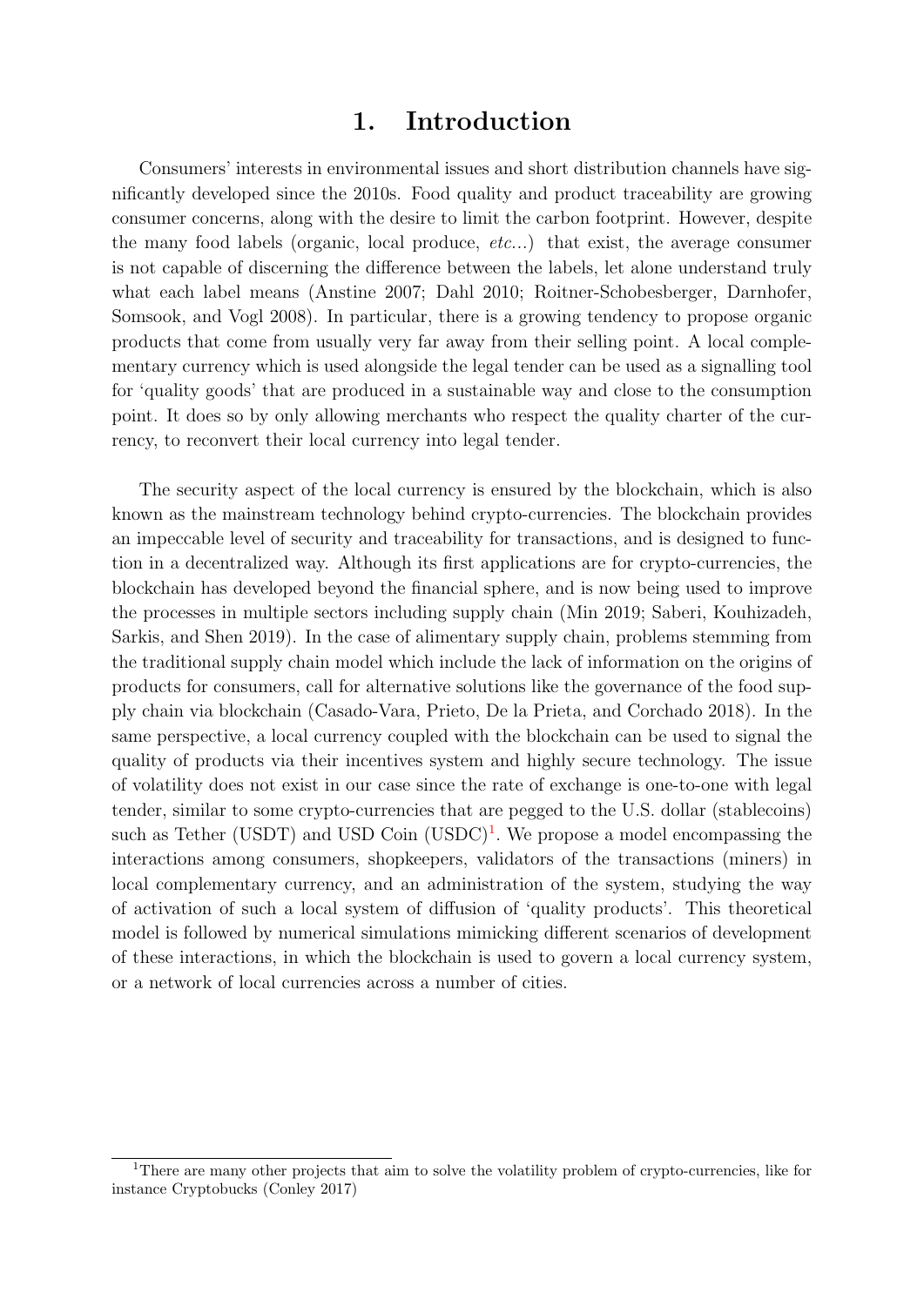# 1. Introduction

Consumers' interests in environmental issues and short distribution channels have significantly developed since the 2010s. Food quality and product traceability are growing consumer concerns, along with the desire to limit the carbon footprint. However, despite the many food labels (organic, local produce, *etc...*) that exist, the average consumer is not capable of discerning the difference between the labels, let alone understand truly what each label means (Anstine 2007; Dahl 2010; Roitner-Schobesberger, Darnhofer, Somsook, and Vogl 2008). In particular, there is a growing tendency to propose organic products that come from usually very far away from their selling point. A local complementary currency which is used alongside the legal tender can be used as a signalling tool for 'quality goods' that are produced in a sustainable way and close to the consumption point. It does so by only allowing merchants who respect the quality charter of the currency, to reconvert their local currency into legal tender.

The security aspect of the local currency is ensured by the blockchain, which is also known as the mainstream technology behind crypto-currencies. The blockchain provides an impeccable level of security and traceability for transactions, and is designed to function in a decentralized way. Although its first applications are for crypto-currencies, the blockchain has developed beyond the financial sphere, and is now being used to improve the processes in multiple sectors including supply chain (Min 2019; Saberi, Kouhizadeh, Sarkis, and Shen 2019). In the case of alimentary supply chain, problems stemming from the traditional supply chain model which include the lack of information on the origins of products for consumers, call for alternative solutions like the governance of the food supply chain via blockchain (Casado-Vara, Prieto, De la Prieta, and Corchado 2018). In the same perspective, a local currency coupled with the blockchain can be used to signal the quality of products via their incentives system and highly secure technology. The issue of volatility does not exist in our case since the rate of exchange is one-to-one with legal tender, similar to some crypto-currencies that are pegged to the U.S. dollar (stablecoins) such as Tether (USDT) and USD Coin (USDC)[1]. We propose a model encompassing the interactions among consumers, shopkeepers, validators of the transactions (miners) in local complementary currency, and an administration of the system, studying the way of activation of such a local system of diffusion of 'quality products'. This theoretical model is followed by numerical simulations mimicking different scenarios of development of these interactions, in which the blockchain is used to govern a local currency system, or a network of local currencies across a number of cities.

[1] There are many other projects that aim to solve the volatility problem of crypto-currencies, like for instance Cryptobucks (Conley 2017)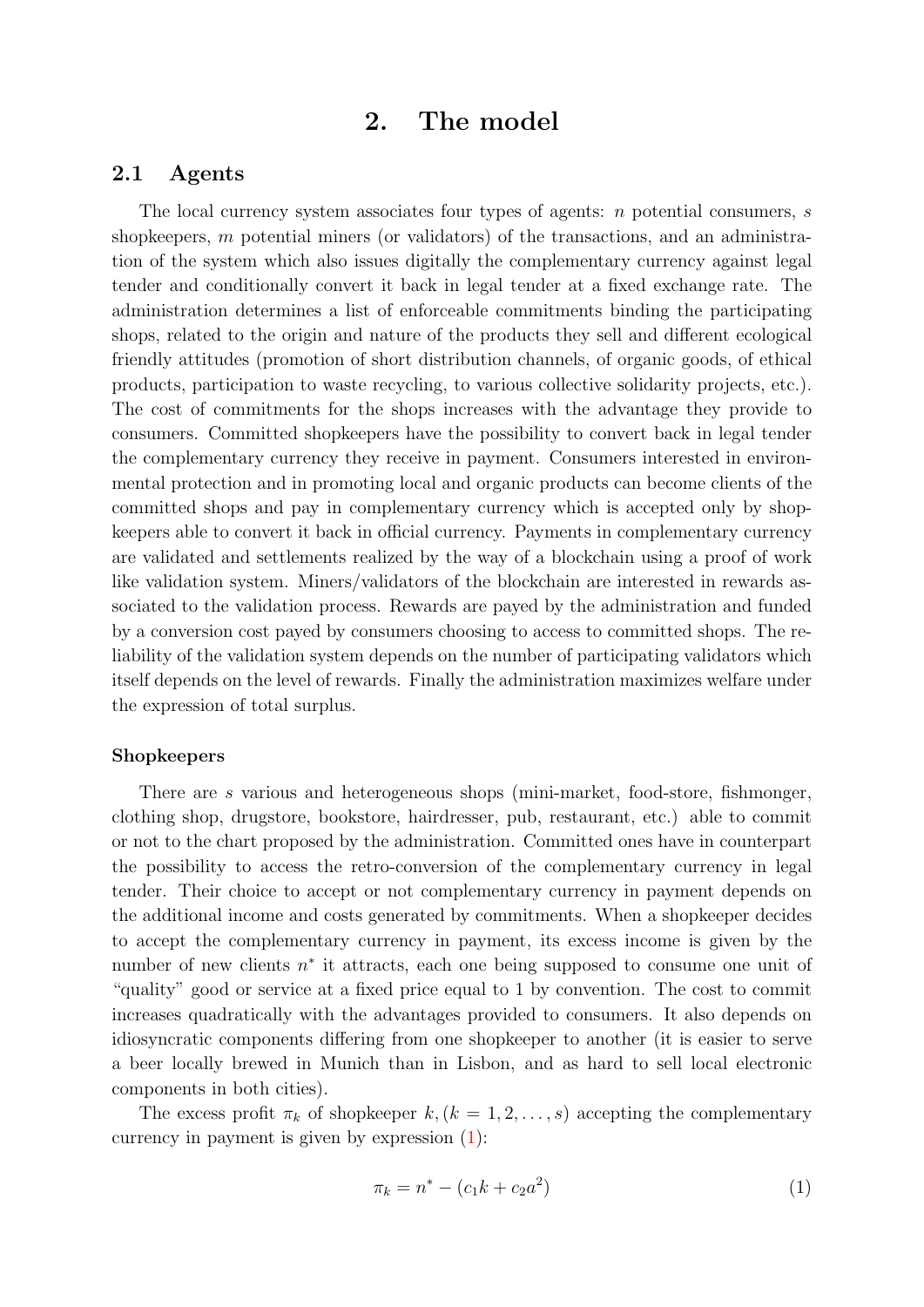# 2. The model

## 2.1 Agents

The local currency system associates four types of agents: $n$ potential consumers, $s$ shopkeepers, $m$ potential miners (or validators) of the transactions, and an administration of the system which also issues digitally the complementary currency against legal tender and conditionally convert it back in legal tender at a fixed exchange rate. The administration determines a list of enforceable commitments binding the participating shops, related to the origin and nature of the products they sell and different ecological friendly attitudes (promotion of short distribution channels, of organic goods, of ethical products, participation to waste recycling, to various collective solidarity projects, etc.). The cost of commitments for the shops increases with the advantage they provide to consumers. Committed shopkeepers have the possibility to convert back in legal tender the complementary currency they receive in payment. Consumers interested in environmental protection and in promoting local and organic products can become clients of the committed shops and pay in complementary currency which is accepted only by shopkeepers able to convert it back in official currency. Payments in complementary currency are validated and settlements realized by the way of a blockchain using a proof of work like validation system. Miners/validators of the blockchain are interested in rewards associated to the validation process. Rewards are payed by the administration and funded by a conversion cost payed by consumers choosing to access to committed shops. The reliability of the validation system depends on the number of participating validators which itself depends on the level of rewards. Finally the administration maximizes welfare under the expression of total surplus.

### Shopkeepers

There are $s$ various and heterogeneous shops (mini-market, food-store, fishmonger, clothing shop, drugstore, bookstore, hairdresser, pub, restaurant, etc.) able to commit or not to the chart proposed by the administration. Committed ones have in counterpart the possibility to access the retro-conversion of the complementary currency in legal tender. Their choice to accept or not complementary currency in payment depends on the additional income and costs generated by commitments. When a shopkeeper decides to accept the complementary currency in payment, its excess income is given by the number of new clients $n^*$ it attracts, each one being supposed to consume one unit of "quality" good or service at a fixed price equal to 1 by convention. The cost to commit increases quadratically with the advantages provided to consumers. It also depends on idiosyncratic components differing from one shopkeeper to another (it is easier to serve a beer locally brewed in Munich than in Lisbon, and as hard to sell local electronic components in both cities).

The excess profit $\pi_k$ of shopkeeper $k, (k = 1, 2, \ldots, s)$ accepting the complementary currency in payment is given by expression (1):

$$\pi_k = n^* - (c_1 k + c_2 a^2) \tag{1}$$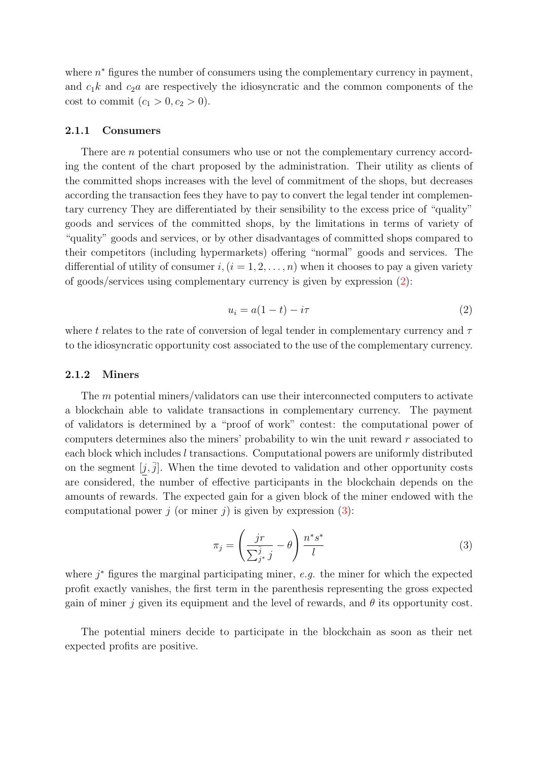where $n^*$ figures the number of consumers using the complementary currency in payment, and $c_1 k$ and $c_2 a$ are respectively the idiosyncratic and the common components of the cost to commit ($c_1 > 0, c_2 > 0$).

### 2.1.1 Consumers

There are $n$ potential consumers who use or not the complementary currency according the content of the chart proposed by the administration. Their utility as clients of the committed shops increases with the level of commitment of the shops, but decreases according the transaction fees they have to pay to convert the legal tender int complementary currency They are differentiated by their sensibility to the excess price of "quality" goods and services of the committed shops, by the limitations in terms of variety of "quality" goods and services, or by other disadvantages of committed shops compared to their competitors (including hypermarkets) offering "normal" goods and services. The differential of utility of consumer $i, (i = 1, 2, \ldots, n)$ when it chooses to pay a given variety of goods/services using complementary currency is given by expression (2):

$$u_i = a(1 - t) - i\tau \tag{2}$$

where $t$ relates to the rate of conversion of legal tender in complementary currency and $\tau$ to the idiosyncratic opportunity cost associated to the use of the complementary currency.

### 2.1.2 Miners

The $m$ potential miners/validators can use their interconnected computers to activate a blockchain able to validate transactions in complementary currency. The payment of validators is determined by a "proof of work" contest: the computational power of computers determines also the miners' probability to win the unit reward $r$ associated to each block which includes $l$ transactions. Computational powers are uniformly distributed on the segment $[\underline{j}, \bar{j}]$. When the time devoted to validation and other opportunity costs are considered, the number of effective participants in the blockchain depends on the amounts of rewards. The expected gain for a given block of the miner endowed with the computational power $j$ (or miner $j$) is given by expression (3):

$$\pi_j = \left( \frac{jr}{\sum_{j^*}^{\bar{j}} j} - \theta \right) \frac{n^* s^*}{l} \tag{3}$$

where $j^*$ figures the marginal participating miner, *e.g.* the miner for which the expected profit exactly vanishes, the first term in the parenthesis representing the gross expected gain of miner $j$ given its equipment and the level of rewards, and $\theta$ its opportunity cost.

The potential miners decide to participate in the blockchain as soon as their net expected profits are positive.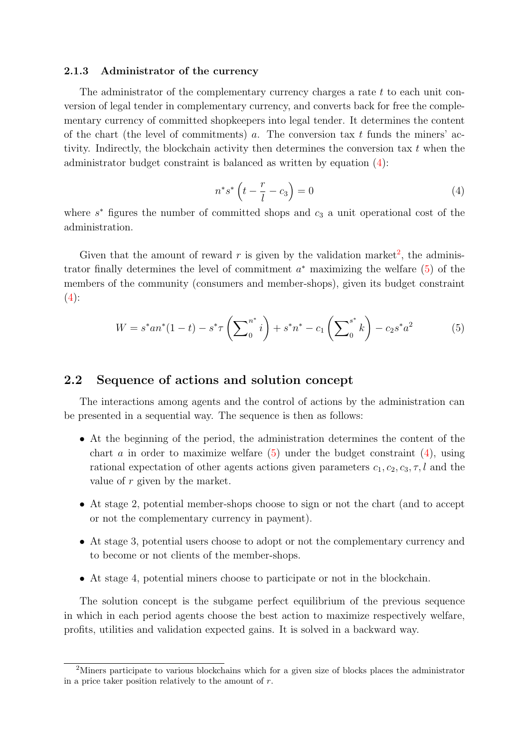#### 2.1.3 Administrator of the currency

The administrator of the complementary currency charges a rate $t$ to each unit conversion of legal tender in complementary currency, and converts back for free the complementary currency of committed shopkeepers into legal tender. It determines the content of the chart (the level of commitments) $a$. The conversion tax $t$ funds the miners' activity. Indirectly, the blockchain activity then determines the conversion tax $t$ when the administrator budget constraint is balanced as written by equation (4):

$$n^* s^* \left(t - \frac{r}{l} - c_3\right) = 0 \tag{4}$$

where $s^*$ figures the number of committed shops and $c_3$ a unit operational cost of the administration.

Given that the amount of reward $r$ is given by the validation market[2], the administrator finally determines the level of commitment $a^*$ maximizing the welfare (5) of the members of the community (consumers and member-shops), given its budget constraint (4):

$$W = s^* a n^* (1-t) - s^* \tau \left(\sum_0^{n^*} i\right) + s^* n^* - c_1 \left(\sum_0^{s^*} k\right) - c_2 s^* a^2 \tag{5}$$

## 2.2 Sequence of actions and solution concept

The interactions among agents and the control of actions by the administration can be presented in a sequential way. The sequence is then as follows:

- At the beginning of the period, the administration determines the content of the chart $a$ in order to maximize welfare (5) under the budget constraint (4), using rational expectation of other agents actions given parameters $c_1, c_2, c_3, \tau, l$ and the value of $r$ given by the market.
- At stage 2, potential member-shops choose to sign or not the chart (and to accept or not the complementary currency in payment).
- At stage 3, potential users choose to adopt or not the complementary currency and to become or not clients of the member-shops.
- At stage 4, potential miners choose to participate or not in the blockchain.

The solution concept is the subgame perfect equilibrium of the previous sequence in which in each period agents choose the best action to maximize respectively welfare, profits, utilities and validation expected gains. It is solved in a backward way.

[2] Miners participate to various blockchains which for a given size of blocks places the administrator in a price taker position relatively to the amount of $r$.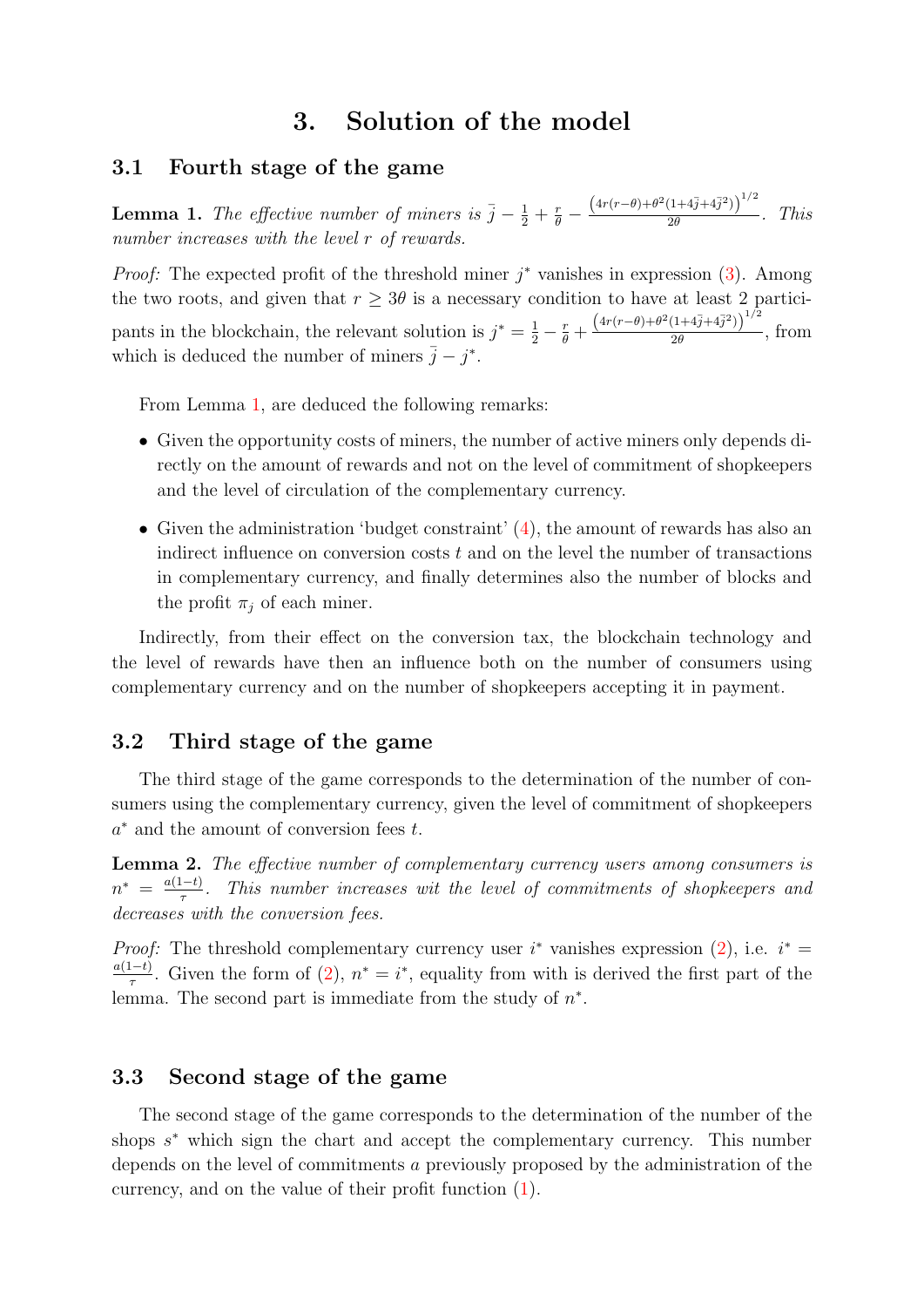# 3. Solution of the model

## 3.1 Fourth stage of the game

**Lemma 1.** *The effective number of miners is* $\bar{j} - \frac{1}{2} + \frac{r}{\theta} - \frac{\left(4r(r-\theta)+\theta^2(1+4\bar{j}+4\bar{j}^2)\right)^{1/2}}{2\theta}$*. This number increases with the level* $r$ *of rewards.*

*Proof:* The expected profit of the threshold miner $j^*$ vanishes in expression (3). Among the two roots, and given that $r \geq 3\theta$ is a necessary condition to have at least 2 participants in the blockchain, the relevant solution is $j^* = \frac{1}{2} - \frac{r}{\theta} + \frac{\left(4r(r-\theta)+\theta^2(1+4\bar{j}+4\bar{j}^2)\right)^{1/2}}{2\theta}$, from which is deduced the number of miners $\bar{j} - j^*$.

From Lemma 1, are deduced the following remarks:

- Given the opportunity costs of miners, the number of active miners only depends directly on the amount of rewards and not on the level of commitment of shopkeepers and the level of circulation of the complementary currency.
- Given the administration 'budget constraint' (4), the amount of rewards has also an indirect influence on conversion costs $t$ and on the level the number of transactions in complementary currency, and finally determines also the number of blocks and the profit $\pi_j$ of each miner.

Indirectly, from their effect on the conversion tax, the blockchain technology and the level of rewards have then an influence both on the number of consumers using complementary currency and on the number of shopkeepers accepting it in payment.

## 3.2 Third stage of the game

The third stage of the game corresponds to the determination of the number of consumers using the complementary currency, given the level of commitment of shopkeepers $a^*$ and the amount of conversion fees $t$.

**Lemma 2.** *The effective number of complementary currency users among consumers is* $n^* = \frac{a(1-t)}{\tau}$*. This number increases wit the level of commitments of shopkeepers and decreases with the conversion fees.*

*Proof:* The threshold complementary currency user $i^*$ vanishes expression (2), i.e. $i^* = \frac{a(1-t)}{\tau}$. Given the form of (2), $n^* = i^*$, equality from with is derived the first part of the lemma. The second part is immediate from the study of $n^*$.

## 3.3 Second stage of the game

The second stage of the game corresponds to the determination of the number of the shops $s^*$ which sign the chart and accept the complementary currency. This number depends on the level of commitments $a$ previously proposed by the administration of the currency, and on the value of their profit function (1).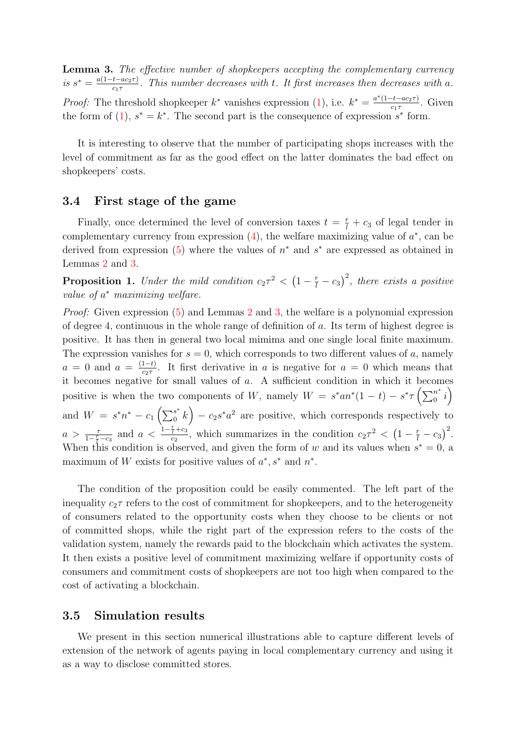**Lemma 3.** *The effective number of shopkeepers accepting the complementary currency is* $s^* = \frac{a(1-t-ac_2\tau)}{c_1\tau}$. *This number decreases with* $t$. *It first increases then decreases with* $a$.

*Proof:* The threshold shopkeeper $k^*$ vanishes expression (1), i.e. $k^* = \frac{a^*(1-t-ac_2\tau)}{c_1\tau}$. Given the form of (1), $s^* = k^*$. The second part is the consequence of expression $s^*$ form.

It is interesting to observe that the number of participating shops increases with the level of commitment as far as the good effect on the latter dominates the bad effect on shopkeepers' costs.

## 3.4 First stage of the game

Finally, once determined the level of conversion taxes $t = \frac{r}{l} + c_3$ of legal tender in complementary currency from expression (4), the welfare maximizing value of $a^*$, can be derived from expression (5) where the values of $n^*$ and $s^*$ are expressed as obtained in Lemmas 2 and 3.

**Proposition 1.** *Under the mild condition* $c_2\tau^2 < \left(1 - \frac{r}{l} - c_3\right)^2$, *there exists a positive value of* $a^*$ *maximizing welfare.*

*Proof:* Given expression (5) and Lemmas 2 and 3, the welfare is a polynomial expression of degree 4, continuous in the whole range of definition of $a$. Its term of highest degree is positive. It has then in general two local mimima and one single local finite maximum. The expression vanishes for $s = 0$, which corresponds to two different values of $a$, namely $a = 0$ and $a = \frac{(1-t)}{c_2\tau}$. It first derivative in $a$ is negative for $a = 0$ which means that it becomes negative for small values of $a$. A sufficient condition in which it becomes positive is when the two components of $W$, namely $W = s^*an^*(1-t) - s^*\tau\left(\sum_0^{n^*} i\right)$ and $W = s^*n^* - c_1\left(\sum_0^{s^*} k\right) - c_2s^*a^2$ are positive, which corresponds respectively to $a > \frac{\tau}{1-\frac{r}{l}-c_3}$ and $a < \frac{1-\frac{r}{l}+c_3}{c_2}$, which summarizes in the condition $c_2\tau^2 < \left(1 - \frac{r}{l} - c_3\right)^2$. When this condition is observed, and given the form of $w$ and its values when $s^* = 0$, a maximum of $W$ exists for positive values of $a^*, s^*$ and $n^*$.

The condition of the proposition could be easily commented. The left part of the inequality $c_2\tau$ refers to the cost of commitment for shopkeepers, and to the heterogeneity of consumers related to the opportunity costs when they choose to be clients or not of committed shops, while the right part of the expression refers to the costs of the validation system, namely the rewards paid to the blockchain which activates the system. It then exists a positive level of commitment maximizing welfare if opportunity costs of consumers and commitment costs of shopkeepers are not too high when compared to the cost of activating a blockchain.

## 3.5 Simulation results

We present in this section numerical illustrations able to capture different levels of extension of the network of agents paying in local complementary currency and using it as a way to disclose committed stores.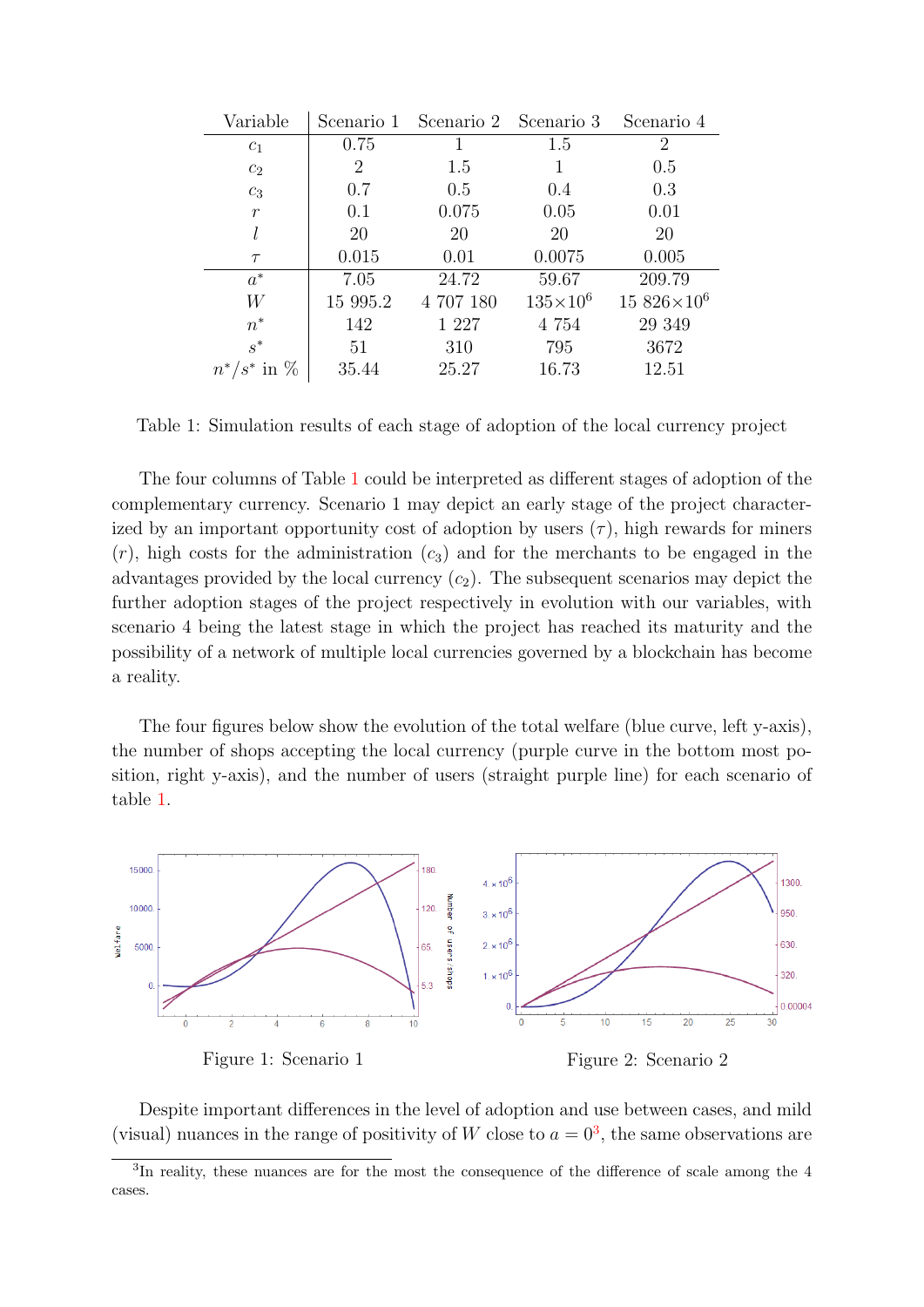| Variable | Scenario 1 | Scenario 2 | Scenario 3 | Scenario 4 |
|---|---|---|---|---|
| $c_1$ | 0.75 | 1 | 1.5 | 2 |
| $c_2$ | 2 | 1.5 | 1 | 0.5 |
| $c_3$ | 0.7 | 0.5 | 0.4 | 0.3 |
| $r$ | 0.1 | 0.075 | 0.05 | 0.01 |
| $l$ | 20 | 20 | 20 | 20 |
| $\tau$ | 0.015 | 0.01 | 0.0075 | 0.005 |
| $a^*$ | 7.05 | 24.72 | 59.67 | 209.79 |
| $W$ | 15 995.2 | 4 707 180 | $135\times10^6$ | $15\ 826\times10^6$ |
| $n^*$ | 142 | 1 227 | 4 754 | 29 349 |
| $s^*$ | 51 | 310 | 795 | 3672 |
| $n^*/s^*$ in % | 35.44 | 25.27 | 16.73 | 12.51 |

Table 1: Simulation results of each stage of adoption of the local currency project

The four columns of Table 1 could be interpreted as different stages of adoption of the complementary currency. Scenario 1 may depict an early stage of the project characterized by an important opportunity cost of adoption by users ($\tau$), high rewards for miners ($r$), high costs for the administration ($c_3$) and for the merchants to be engaged in the advantages provided by the local currency ($c_2$). The subsequent scenarios may depict the further adoption stages of the project respectively in evolution with our variables, with scenario 4 being the latest stage in which the project has reached its maturity and the possibility of a network of multiple local currencies governed by a blockchain has become a reality.

The four figures below show the evolution of the total welfare (blue curve, left y-axis), the number of shops accepting the local currency (purple curve in the bottom most position, right y-axis), and the number of users (straight purple line) for each scenario of table 1.

Figure 1: Scenario 1

Figure 2: Scenario 2

Despite important differences in the level of adoption and use between cases, and mild (visual) nuances in the range of positivity of $W$ close to $a = 0$[3], the same observations are

[3] In reality, these nuances are for the most the consequence of the difference of scale among the 4 cases.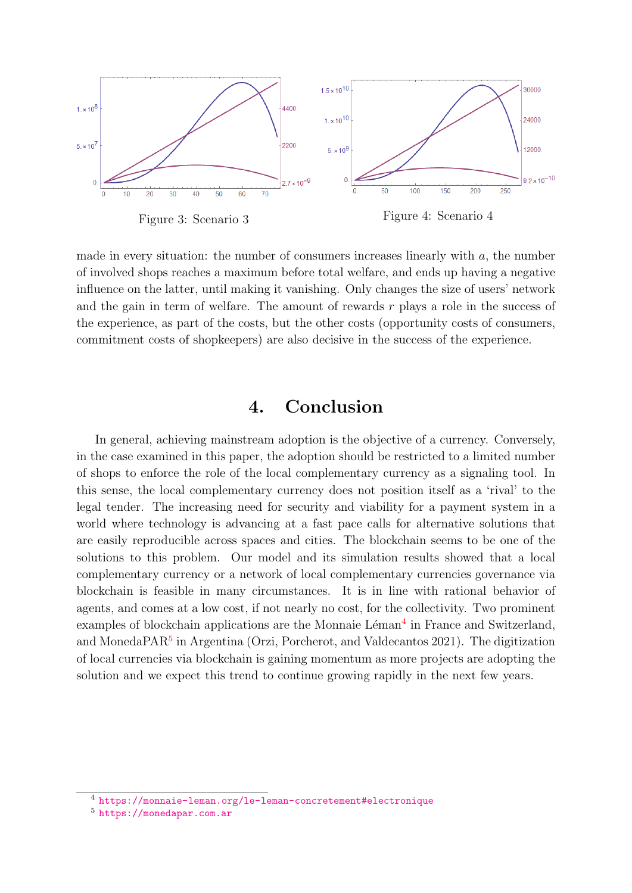Figure 3: Scenario 3

Figure 4: Scenario 4

made in every situation: the number of consumers increases linearly with $a$, the number of involved shops reaches a maximum before total welfare, and ends up having a negative influence on the latter, until making it vanishing. Only changes the size of users' network and the gain in term of welfare. The amount of rewards $r$ plays a role in the success of the experience, as part of the costs, but the other costs (opportunity costs of consumers, commitment costs of shopkeepers) are also decisive in the success of the experience.

# 4. Conclusion

In general, achieving mainstream adoption is the objective of a currency. Conversely, in the case examined in this paper, the adoption should be restricted to a limited number of shops to enforce the role of the local complementary currency as a signaling tool. In this sense, the local complementary currency does not position itself as a 'rival' to the legal tender. The increasing need for security and viability for a payment system in a world where technology is advancing at a fast pace calls for alternative solutions that are easily reproducible across spaces and cities. The blockchain seems to be one of the solutions to this problem. Our model and its simulation results showed that a local complementary currency or a network of local complementary currencies governance via blockchain is feasible in many circumstances. It is in line with rational behavior of agents, and comes at a low cost, if not nearly no cost, for the collectivity. Two prominent examples of blockchain applications are the Monnaie Léman[4] in France and Switzerland, and MonedaPAR[5] in Argentina (Orzi, Porcherot, and Valdecantos 2021). The digitization of local currencies via blockchain is gaining momentum as more projects are adopting the solution and we expect this trend to continue growing rapidly in the next few years.

[4] https://monnaie-leman.org/le-leman-concretement#electronique

[5] https://monedapar.com.ar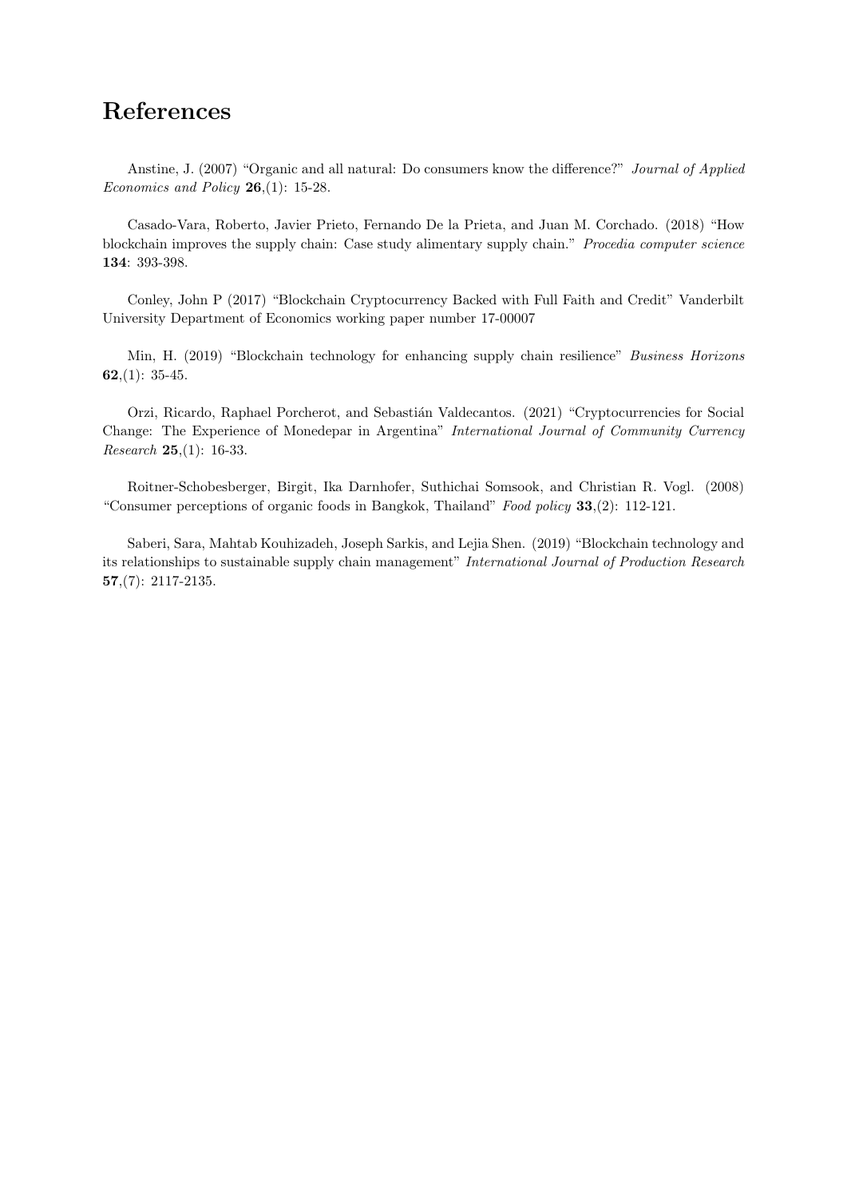# References

Anstine, J. (2007) "Organic and all natural: Do consumers know the difference?" *Journal of Applied Economics and Policy* **26**,(1): 15-28.

Casado-Vara, Roberto, Javier Prieto, Fernando De la Prieta, and Juan M. Corchado. (2018) "How blockchain improves the supply chain: Case study alimentary supply chain." *Procedia computer science* **134**: 393-398.

Conley, John P (2017) "Blockchain Cryptocurrency Backed with Full Faith and Credit" Vanderbilt University Department of Economics working paper number 17-00007

Min, H. (2019) "Blockchain technology for enhancing supply chain resilience" *Business Horizons* **62**,(1): 35-45.

Orzi, Ricardo, Raphael Porcherot, and Sebastián Valdecantos. (2021) "Cryptocurrencies for Social Change: The Experience of Monedepar in Argentina" *International Journal of Community Currency Research* **25**,(1): 16-33.

Roitner-Schobesberger, Birgit, Ika Darnhofer, Suthichai Somsook, and Christian R. Vogl. (2008) "Consumer perceptions of organic foods in Bangkok, Thailand" *Food policy* **33**,(2): 112-121.

Saberi, Sara, Mahtab Kouhizadeh, Joseph Sarkis, and Lejia Shen. (2019) "Blockchain technology and its relationships to sustainable supply chain management" *International Journal of Production Research* **57**,(7): 2117-2135.